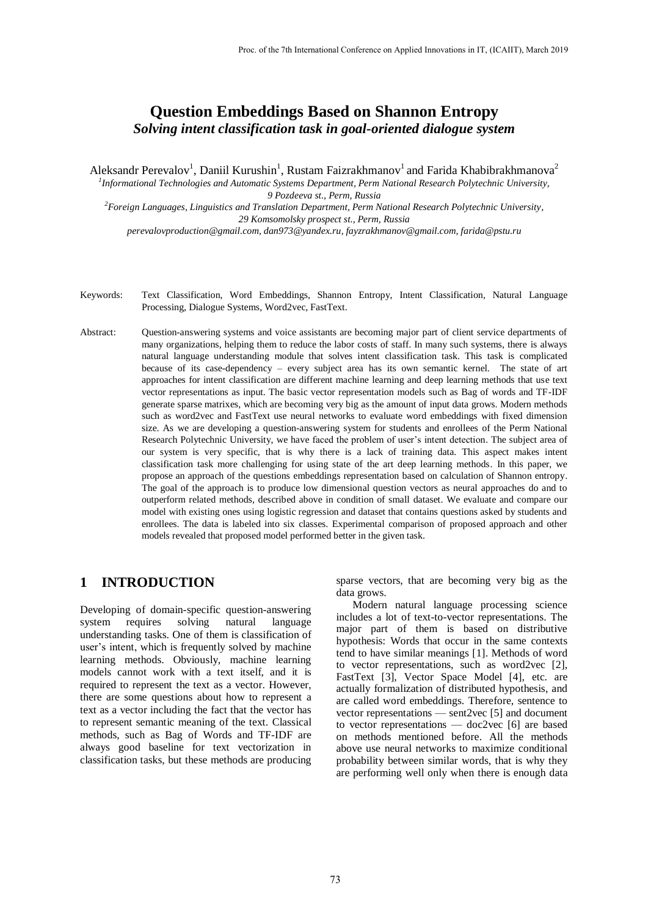# Question Embeddings Based on Shannon Entropy

## *Solving intent classification task in goal-oriented dialogue system*

Aleksandr Perevalov[1], Daniil Kurushin[1], Rustam Faizrakhmanov[1] and Farida Khabibrakhmanova[2]

[1]*Informational Technologies and Automatic Systems Department, Perm National Research Polytechnic University, 9 Pozdeeva st., Perm, Russia*

[2]*Foreign Languages, Linguistics and Translation Department, Perm National Research Polytechnic University, 29 Komsomolsky prospect st., Perm, Russia*

*perevalovproduction@gmail.com, dan973@yandex.ru, fayzrakhmanov@gmail.com, farida@pstu.ru*

Keywords: Text Classification, Word Embeddings, Shannon Entropy, Intent Classification, Natural Language Processing, Dialogue Systems, Word2vec, FastText.

Abstract: Question-answering systems and voice assistants are becoming major part of client service departments of many organizations, helping them to reduce the labor costs of staff. In many such systems, there is always natural language understanding module that solves intent classification task. This task is complicated because of its case-dependency – every subject area has its own semantic kernel. The state of art approaches for intent classification are different machine learning and deep learning methods that use text vector representations as input. The basic vector representation models such as Bag of words and TF-IDF generate sparse matrixes, which are becoming very big as the amount of input data grows. Modern methods such as word2vec and FastText use neural networks to evaluate word embeddings with fixed dimension size. As we are developing a question-answering system for students and enrollees of the Perm National Research Polytechnic University, we have faced the problem of user's intent detection. The subject area of our system is very specific, that is why there is a lack of training data. This aspect makes intent classification task more challenging for using state of the art deep learning methods. In this paper, we propose an approach of the questions embeddings representation based on calculation of Shannon entropy. The goal of the approach is to produce low dimensional question vectors as neural approaches do and to outperform related methods, described above in condition of small dataset. We evaluate and compare our model with existing ones using logistic regression and dataset that contains questions asked by students and enrollees. The data is labeled into six classes. Experimental comparison of proposed approach and other models revealed that proposed model performed better in the given task.

## 1 INTRODUCTION

Developing of domain-specific question-answering system requires solving natural language understanding tasks. One of them is classification of user's intent, which is frequently solved by machine learning methods. Obviously, machine learning models cannot work with a text itself, and it is required to represent the text as a vector. However, there are some questions about how to represent a text as a vector including the fact that the vector has to represent semantic meaning of the text. Classical methods, such as Bag of Words and TF-IDF are always good baseline for text vectorization in classification tasks, but these methods are producing sparse vectors, that are becoming very big as the data grows.

Modern natural language processing science includes a lot of text-to-vector representations. The major part of them is based on distributive hypothesis: Words that occur in the same contexts tend to have similar meanings [1]. Methods of word to vector representations, such as word2vec [2], FastText [3], Vector Space Model [4], etc. are actually formalization of distributed hypothesis, and are called word embeddings. Therefore, sentence to vector representations — sent2vec [5] and document to vector representations — doc2vec [6] are based on methods mentioned before. All the methods above use neural networks to maximize conditional probability between similar words, that is why they are performing well only when there is enough data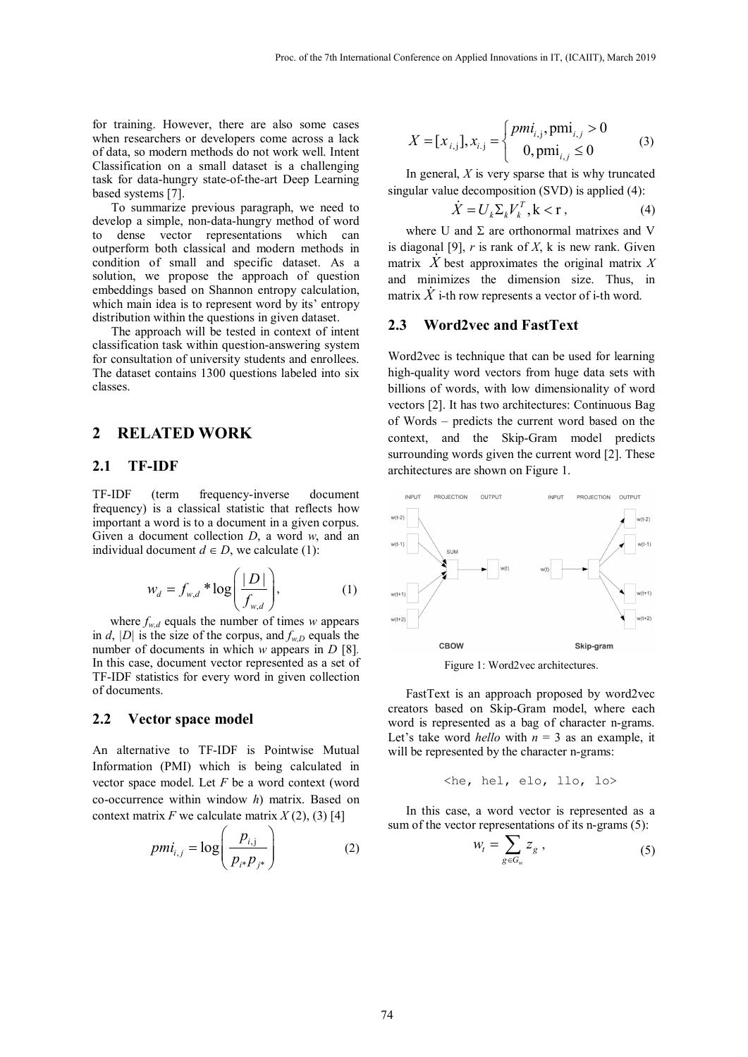for training. However, there are also some cases when researchers or developers come across a lack of data, so modern methods do not work well. Intent Classification on a small dataset is a challenging task for data-hungry state-of-the-art Deep Learning based systems [7].

To summarize previous paragraph, we need to develop a simple, non-data-hungry method of word to dense vector representations which can outperform both classical and modern methods in condition of small and specific dataset. As a solution, we propose the approach of question embeddings based on Shannon entropy calculation, which main idea is to represent word by its' entropy distribution within the questions in given dataset.

The approach will be tested in context of intent classification task within question-answering system for consultation of university students and enrollees. The dataset contains 1300 questions labeled into six classes.

## 2 RELATED WORK

### 2.1 TF-IDF

TF-IDF (term frequency-inverse document frequency) is a classical statistic that reflects how important a word is to a document in a given corpus. Given a document collection *D*, a word *w*, and an individual document $d \in D$, we calculate (1):

$$w_d = f_{w,d} * \log\left(\frac{|D|}{f_{w,d}}\right), \quad (1)$$

where $f_{w,d}$ equals the number of times *w* appears in *d*, $|D|$ is the size of the corpus, and $f_{w,D}$ equals the number of documents in which *w* appears in *D* [8]. In this case, document vector represented as a set of TF-IDF statistics for every word in given collection of documents.

### 2.2 Vector space model

An alternative to TF-IDF is Pointwise Mutual Information (PMI) which is being calculated in vector space model. Let *F* be a word context (word co-occurrence within window *h*) matrix. Based on context matrix *F* we calculate matrix *X* (2), (3) [4]

$$pmi_{i,j} = \log\left(\frac{p_{i,j}}{p_{i*}p_{j*}}\right) \quad (2)$$

$$X = [x_{i,j}], x_{i,j} = \begin{cases} pmi_{i,j}, \text{pmi}_{i,j} > 0 \\ 0, \text{pmi}_{i,j} \leq 0 \end{cases} \quad (3)$$

In general, *X* is very sparse that is why truncated singular value decomposition (SVD) is applied (4):

$$\dot{X} = U_k \Sigma_k V_k^T, \text{k} < \text{r}, \quad (4)$$

where U and Σ are orthonormal matrixes and V is diagonal [9], *r* is rank of *X*, k is new rank. Given matrix $\dot{X}$ best approximates the original matrix *X* and minimizes the dimension size. Thus, in matrix $\dot{X}$ i-th row represents a vector of i-th word.

### 2.3 Word2vec and FastText

Word2vec is technique that can be used for learning high-quality word vectors from huge data sets with billions of words, with low dimensionality of word vectors [2]. It has two architectures: Continuous Bag of Words – predicts the current word based on the context, and the Skip-Gram model predicts surrounding words given the current word [2]. These architectures are shown on Figure 1.

Figure 1: Word2vec architectures.

FastText is an approach proposed by word2vec creators based on Skip-Gram model, where each word is represented as a bag of character n-grams. Let's take word *hello* with *n* = 3 as an example, it will be represented by the character n-grams:

```
<he, hel, elo, llo, lo>
```

In this case, a word vector is represented as a sum of the vector representations of its n-grams (5):

$$w_t = \sum_{g \in G_w} z_g, \quad (5)$$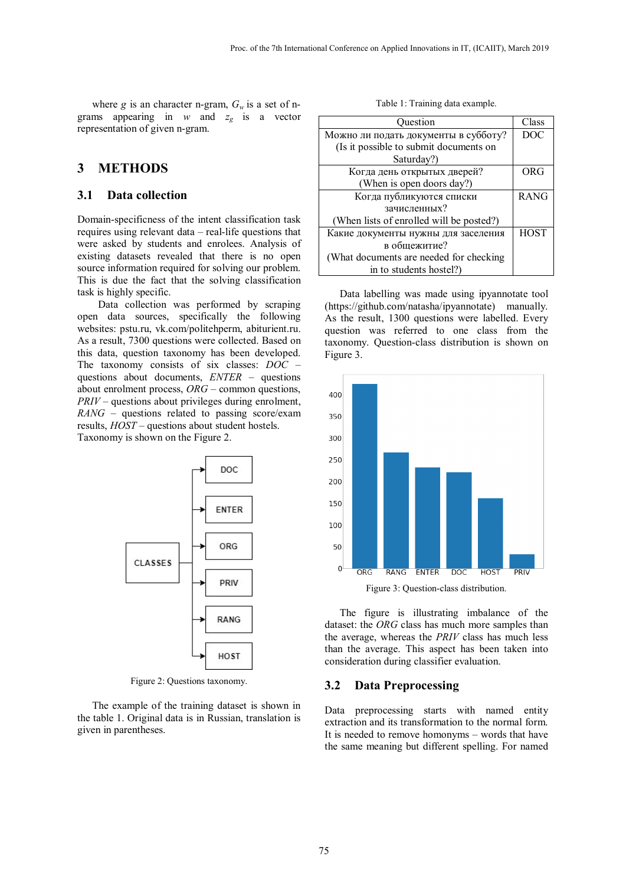where $g$ is an character n-gram, $G_w$ is a set of n-grams appearing in $w$ and $z_g$ is a vector representation of given n-gram.

## 3 METHODS

### 3.1 Data collection

Domain-specificness of the intent classification task requires using relevant data – real-life questions that were asked by students and enrolees. Analysis of existing datasets revealed that there is no open source information required for solving our problem. This is due the fact that the solving classification task is highly specific.

Data collection was performed by scraping open data sources, specifically the following websites: pstu.ru, vk.com/politehperm, abiturient.ru. As a result, 7300 questions were collected. Based on this data, question taxonomy has been developed. The taxonomy consists of six classes: *DOC* – questions about documents, *ENTER* – questions about enrolment process, *ORG* – common questions, *PRIV* – questions about privileges during enrolment, *RANG* – questions related to passing score/exam results, *HOST* – questions about student hostels. Taxonomy is shown on the Figure 2.

Figure 2: Questions taxonomy.

The example of the training dataset is shown in the table 1. Original data is in Russian, translation is given in parentheses.

Table 1: Training data example.

| Question | Class |
|---|---|
| Можно ли подать документы в субботу? (Is it possible to submit documents on Saturday?) | DOC |
| Когда день открытых дверей? (When is open doors day?) | ORG |
| Когда публикуются списки зачисленных? (When lists of enrolled will be posted?) | RANG |
| Какие документы нужны для заселения в общежитие? (What documents are needed for checking in to students hostel?) | HOST |

Data labelling was made using ipyannotate tool (https://github.com/natasha/ipyannotate) manually. As the result, 1300 questions were labelled. Every question was referred to one class from the taxonomy. Question-class distribution is shown on Figure 3.

Figure 3: Question-class distribution.

The figure is illustrating imbalance of the dataset: the *ORG* class has much more samples than the average, whereas the *PRIV* class has much less than the average. This aspect has been taken into consideration during classifier evaluation.

### 3.2 Data Preprocessing

Data preprocessing starts with named entity extraction and its transformation to the normal form. It is needed to remove homonyms – words that have the same meaning but different spelling. For named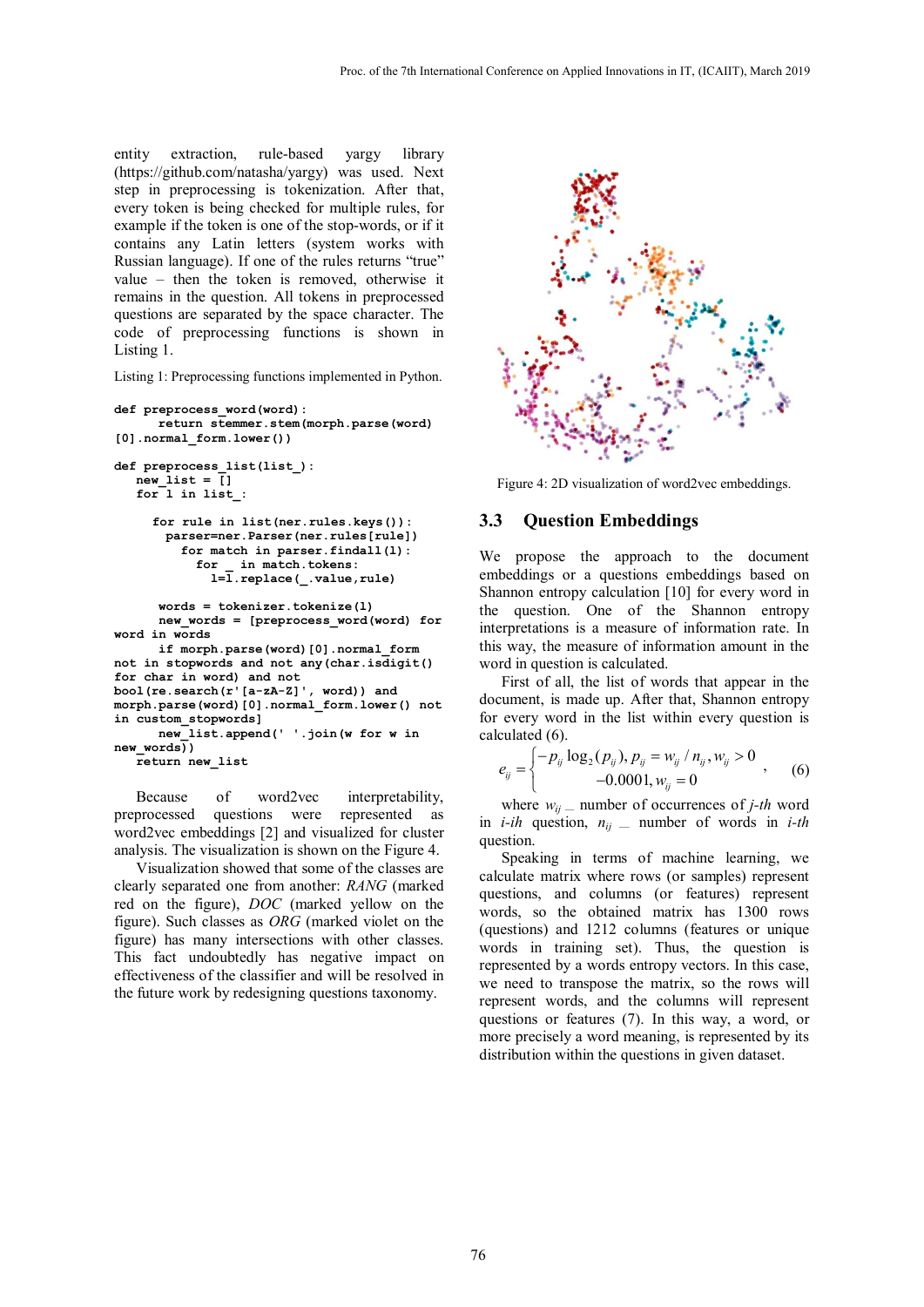entity extraction, rule-based yargy library (https://github.com/natasha/yargy) was used. Next step in preprocessing is tokenization. After that, every token is being checked for multiple rules, for example if the token is one of the stop-words, or if it contains any Latin letters (system works with Russian language). If one of the rules returns "true" value – then the token is removed, otherwise it remains in the question. All tokens in preprocessed questions are separated by the space character. The code of preprocessing functions is shown in Listing 1.

Listing 1: Preprocessing functions implemented in Python.

```
def preprocess_word(word):
    return stemmer.stem(morph.parse(word)
[0].normal_form.lower())

def preprocess_list(list_):
  new_list = []
  for l in list_:

    for rule in list(ner.rules.keys()):
      parser=ner.Parser(ner.rules[rule])
        for match in parser.findall(l):
          for _ in match.tokens:
            l=l.replace(_.value,rule)

     words = tokenizer.tokenize(l)
     new_words = [preprocess_word(word) for
word in words
     if morph.parse(word)[0].normal_form
not in stopwords and not any(char.isdigit()
for char in word) and not
bool(re.search(r'[a-zA-Z]', word)) and
morph.parse(word)[0].normal_form.lower() not
in custom_stopwords]
     new_list.append(' '.join(w for w in
new_words))
  return new_list
```

Because of word2vec interpretability, preprocessed questions were represented as word2vec embeddings [2] and visualized for cluster analysis. The visualization is shown on the Figure 4.

Visualization showed that some of the classes are clearly separated one from another: *RANG* (marked red on the figure), *DOC* (marked yellow on the figure). Such classes as *ORG* (marked violet on the figure) has many intersections with other classes. This fact undoubtedly has negative impact on effectiveness of the classifier and will be resolved in the future work by redesigning questions taxonomy.

Figure 4: 2D visualization of word2vec embeddings.

## 3.3 Question Embeddings

We propose the approach to the document embeddings or a questions embeddings based on Shannon entropy calculation [10] for every word in the question. One of the Shannon entropy interpretations is a measure of information rate. In this way, the measure of information amount in the word in question is calculated.

First of all, the list of words that appear in the document, is made up. After that, Shannon entropy for every word in the list within every question is calculated (6).

$$e_{ij} = \begin{cases} -p_{ij}\log_2(p_{ij}), p_{ij} = w_{ij} / n_{ij}, w_{ij} > 0 \\ -0.0001, w_{ij} = 0 \end{cases}, \quad (6)$$

where $w_{ij}$ – number of occurrences of *j-th* word in *i-ih* question, $n_{ij}$ – number of words in *i-th* question.

Speaking in terms of machine learning, we calculate matrix where rows (or samples) represent questions, and columns (or features) represent words, so the obtained matrix has 1300 rows (questions) and 1212 columns (features or unique words in training set). Thus, the question is represented by a words entropy vectors. In this case, we need to transpose the matrix, so the rows will represent words, and the columns will represent questions or features (7). In this way, a word, or more precisely a word meaning, is represented by its distribution within the questions in given dataset.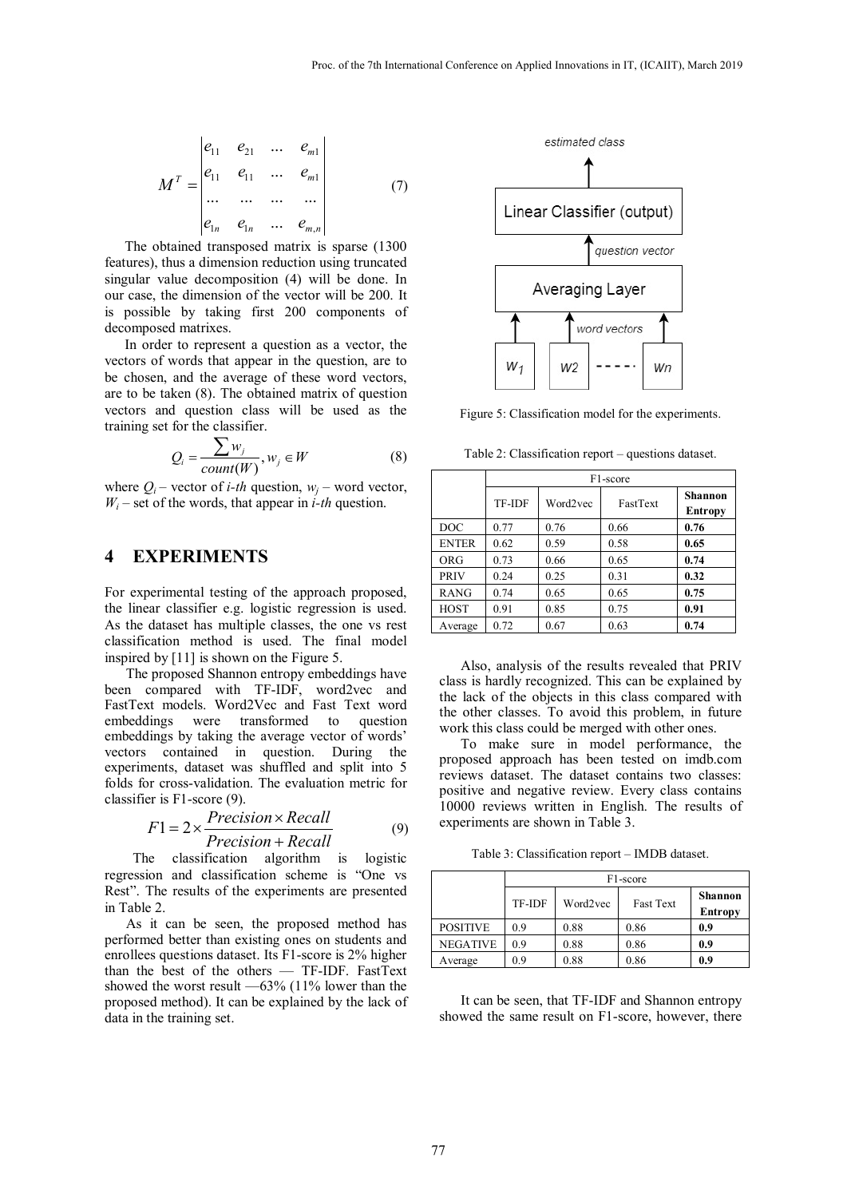$$M^T = \begin{vmatrix} e_{11} & e_{21} & \dots & e_{m1} \\ e_{11} & e_{11} & \dots & e_{m1} \\ \dots & \dots & \dots & \dots \\ e_{1n} & e_{1n} & \dots & e_{m,n} \end{vmatrix} \tag{7}$$

The obtained transposed matrix is sparse (1300 features), thus a dimension reduction using truncated singular value decomposition (4) will be done. In our case, the dimension of the vector will be 200. It is possible by taking first 200 components of decomposed matrixes.

In order to represent a question as a vector, the vectors of words that appear in the question, are to be chosen, and the average of these word vectors, are to be taken (8). The obtained matrix of question vectors and question class will be used as the training set for the classifier.

$$Q_i = \frac{\sum w_j}{count(W)}, w_j \in W \tag{8}$$

where $Q_i$ – vector of *i-th* question, $w_j$ – word vector, $W_i$ – set of the words, that appear in *i-th* question.

# 4 EXPERIMENTS

For experimental testing of the approach proposed, the linear classifier e.g. logistic regression is used. As the dataset has multiple classes, the one vs rest classification method is used. The final model inspired by [11] is shown on the Figure 5.

The proposed Shannon entropy embeddings have been compared with TF-IDF, word2vec and FastText models. Word2Vec and Fast Text word embeddings were transformed to question embeddings by taking the average vector of words' vectors contained in question. During the experiments, dataset was shuffled and split into 5 folds for cross-validation. The evaluation metric for classifier is F1-score (9).

$$F1 = 2 \times \frac{Precision \times Recall}{Precision + Recall} \tag{9}$$

The classification algorithm is logistic regression and classification scheme is "One vs Rest". The results of the experiments are presented in Table 2.

As it can be seen, the proposed method has performed better than existing ones on students and enrollees questions dataset. Its F1-score is 2% higher than the best of the others — TF-IDF. FastText showed the worst result —63% (11% lower than the proposed method). It can be explained by the lack of data in the training set.

estimated class

Linear Classifier (output)

question vector

Averaging Layer

word vectors

$w_1$ $w2$ ----- $wn$

Figure 5: Classification model for the experiments.

Table 2: Classification report – questions dataset.

| | F1-score | | | |
|---|---|---|---|---|
| | TF-IDF | Word2vec | FastText | **Shannon Entropy** |
| DOC | 0.77 | 0.76 | 0.66 | **0.76** |
| ENTER | 0.62 | 0.59 | 0.58 | **0.65** |
| ORG | 0.73 | 0.66 | 0.65 | **0.74** |
| PRIV | 0.24 | 0.25 | 0.31 | **0.32** |
| RANG | 0.74 | 0.65 | 0.65 | **0.75** |
| HOST | 0.91 | 0.85 | 0.75 | **0.91** |
| Average | 0.72 | 0.67 | 0.63 | **0.74** |

Also, analysis of the results revealed that PRIV class is hardly recognized. This can be explained by the lack of the objects in this class compared with the other classes. To avoid this problem, in future work this class could be merged with other ones.

To make sure in model performance, the proposed approach has been tested on imdb.com reviews dataset. The dataset contains two classes: positive and negative review. Every class contains 10000 reviews written in English. The results of experiments are shown in Table 3.

Table 3: Classification report – IMDB dataset.

| | F1-score | | | |
|---|---|---|---|---|
| | TF-IDF | Word2vec | Fast Text | **Shannon Entropy** |
| POSITIVE | 0.9 | 0.88 | 0.86 | **0.9** |
| NEGATIVE | 0.9 | 0.88 | 0.86 | **0.9** |
| Average | 0.9 | 0.88 | 0.86 | **0.9** |

It can be seen, that TF-IDF and Shannon entropy showed the same result on F1-score, however, there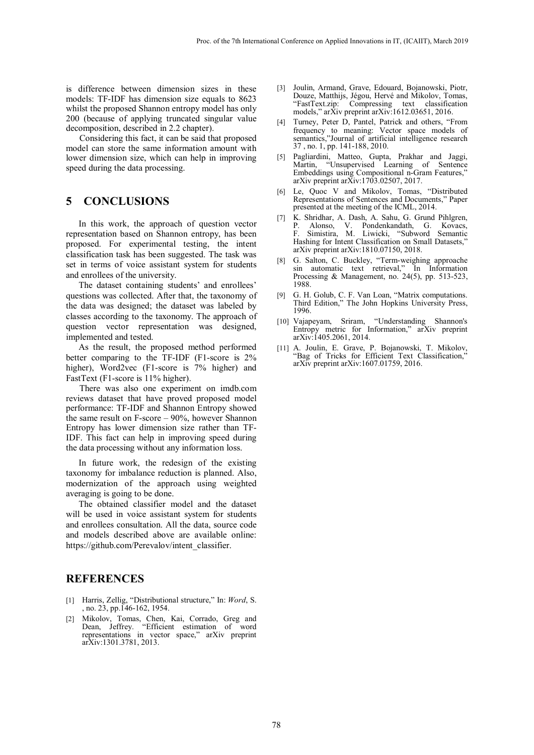is difference between dimension sizes in these models: TF-IDF has dimension size equals to 8623 whilst the proposed Shannon entropy model has only 200 (because of applying truncated singular value decomposition, described in 2.2 chapter).

Considering this fact, it can be said that proposed model can store the same information amount with lower dimension size, which can help in improving speed during the data processing.

## 5 CONCLUSIONS

In this work, the approach of question vector representation based on Shannon entropy, has been proposed. For experimental testing, the intent classification task has been suggested. The task was set in terms of voice assistant system for students and enrollees of the university.

The dataset containing students' and enrollees' questions was collected. After that, the taxonomy of the data was designed; the dataset was labeled by classes according to the taxonomy. The approach of question vector representation was designed, implemented and tested.

As the result, the proposed method performed better comparing to the TF-IDF (F1-score is 2% higher), Word2vec (F1-score is 7% higher) and FastText (F1-score is 11% higher).

There was also one experiment on imdb.com reviews dataset that have proved proposed model performance: TF-IDF and Shannon Entropy showed the same result on F-score – 90%, however Shannon Entropy has lower dimension size rather than TF-IDF. This fact can help in improving speed during the data processing without any information loss.

In future work, the redesign of the existing taxonomy for imbalance reduction is planned. Also, modernization of the approach using weighted averaging is going to be done.

The obtained classifier model and the dataset will be used in voice assistant system for students and enrollees consultation. All the data, source code and models described above are available online: https://github.com/Perevalov/intent_classifier.

## REFERENCES

[1] Harris, Zellig, "Distributional structure," In: *Word*, S. , no. 23, pp.146-162, 1954.

[2] Mikolov, Tomas, Chen, Kai, Corrado, Greg and Dean, Jeffrey. "Efficient estimation of word representations in vector space," arXiv preprint arXiv:1301.3781, 2013.

[3] Joulin, Armand, Grave, Edouard, Bojanowski, Piotr, Douze, Matthijs, Jégou, Hervé and Mikolov, Tomas, "FastText.zip: Compressing text classification models," arXiv preprint arXiv:1612.03651, 2016.

[4] Turney, Peter D, Pantel, Patrick and others, "From frequency to meaning: Vector space models of semantics,"Journal of artificial intelligence research 37 , no. 1, pp. 141-188, 2010.

[5] Pagliardini, Matteo, Gupta, Prakhar and Jaggi, Martin, "Unsupervised Learning of Sentence Embeddings using Compositional n-Gram Features," arXiv preprint arXiv:1703.02507, 2017.

[6] Le, Quoc V and Mikolov, Tomas, "Distributed Representations of Sentences and Documents," Paper presented at the meeting of the ICML, 2014.

[7] K. Shridhar, A. Dash, A. Sahu, G. Grund Pihlgren, P. Alonso, V. Pondenkandath, G. Kovacs, F. Simistira, M. Liwicki, "Subword Semantic Hashing for Intent Classification on Small Datasets," arXiv preprint arXiv:1810.07150, 2018.

[8] G. Salton, C. Buckley, "Term-weighing approache sin automatic text retrieval," In Information Processing & Management, no. 24(5), pp. 513-523, 1988.

[9] G. H. Golub, C. F. Van Loan, "Matrix computations. Third Edition," The John Hopkins University Press, 1996.

[10] Vajapeyam, Sriram, "Understanding Shannon's Entropy metric for Information," arXiv preprint arXiv:1405.2061, 2014.

[11] A. Joulin, E. Grave, P. Bojanowski, T. Mikolov, "Bag of Tricks for Efficient Text Classification," arXiv preprint arXiv:1607.01759, 2016.